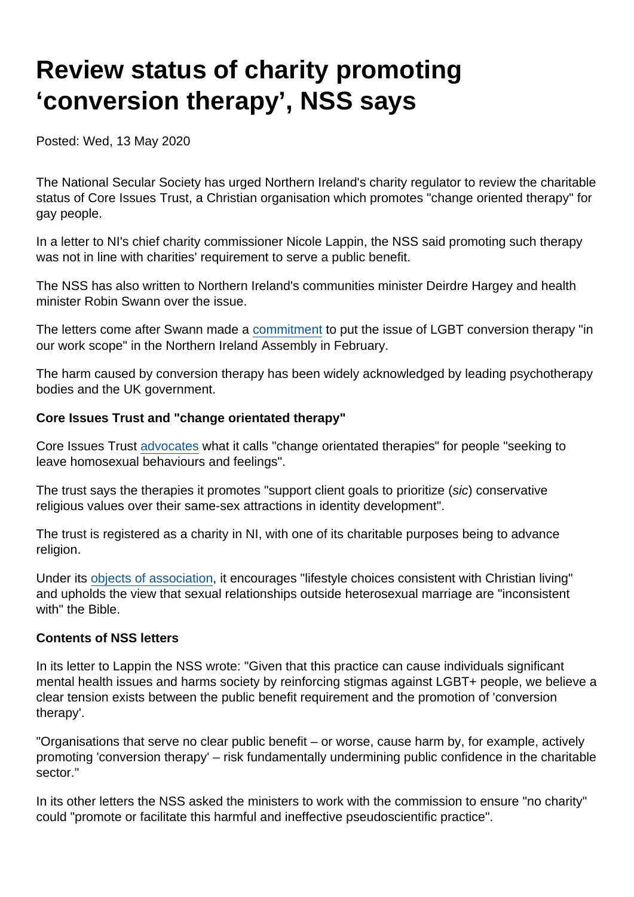# Review status of charity promoting 'conversion therapy', NSS says

Posted: Wed, 13 May 2020

The National Secular Society has urged Northern Ireland's charity regulator to review the charitable status of Core Issues Trust, a Christian organisation which promotes "change oriented therapy" for gay people.

In a letter to NI's chief charity commissioner Nicole Lappin, the NSS said promoting such therapy was not in line with charities' requirement to serve a public benefit.

The NSS has also written to Northern Ireland's communities minister Deirdre Hargey and health minister Robin Swann over the issue.

The letters come after Swann made a commitment to put the issue of LGBT conversion therapy "in our work scope" in the Northern Ireland Assembly in February.

The harm caused by conversion therapy has been widely acknowledged by leading psychotherapy bodies and the UK government.

**Core Issues Trust and "change orientated therapy"**

Core Issues Trust advocates what it calls "change orientated therapies" for people "seeking to leave homosexual behaviours and feelings".

The trust says the therapies it promotes "support client goals to prioritize (*sic*) conservative religious values over their same-sex attractions in identity development".

The trust is registered as a charity in NI, with one of its charitable purposes being to advance religion.

Under its objects of association, it encourages "lifestyle choices consistent with Christian living" and upholds the view that sexual relationships outside heterosexual marriage are "inconsistent with" the Bible.

**Contents of NSS letters**

In its letter to Lappin the NSS wrote: "Given that this practice can cause individuals significant mental health issues and harms society by reinforcing stigmas against LGBT+ people, we believe a clear tension exists between the public benefit requirement and the promotion of 'conversion therapy'.

"Organisations that serve no clear public benefit – or worse, cause harm by, for example, actively promoting 'conversion therapy' – risk fundamentally undermining public confidence in the charitable sector."

In its other letters the NSS asked the ministers to work with the commission to ensure "no charity" could "promote or facilitate this harmful and ineffective pseudoscientific practice".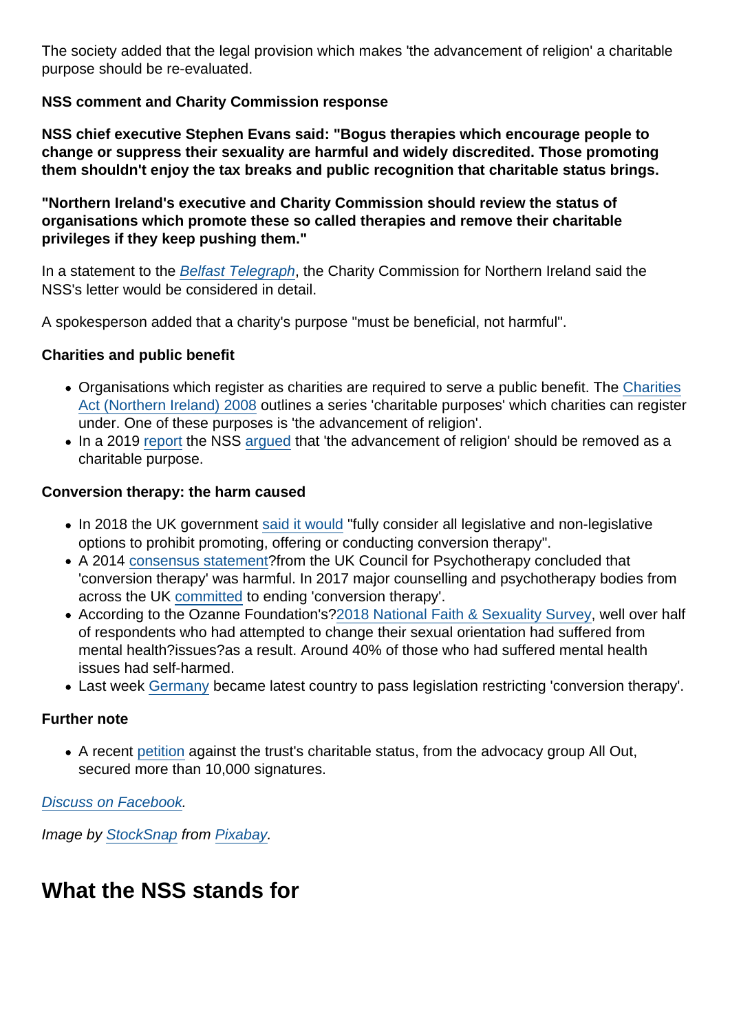The society added that the legal provision which makes 'the advancement of religion' a charitable purpose should be re-evaluated.

**NSS comment and Charity Commission response**

**NSS chief executive Stephen Evans said: "Bogus therapies which encourage people to change or suppress their sexuality are harmful and widely discredited. Those promoting them shouldn't enjoy the tax breaks and public recognition that charitable status brings.**

**"Northern Ireland's executive and Charity Commission should review the status of organisations which promote these so called therapies and remove their charitable privileges if they keep pushing them."**

In a statement to the *Belfast Telegraph*, the Charity Commission for Northern Ireland said the NSS's letter would be considered in detail.

A spokesperson added that a charity's purpose "must be beneficial, not harmful".

**Charities and public benefit**

- Organisations which register as charities are required to serve a public benefit. The Charities Act (Northern Ireland) 2008 outlines a series 'charitable purposes' which charities can register under. One of these purposes is 'the advancement of religion'.
- In a 2019 report the NSS argued that 'the advancement of religion' should be removed as a charitable purpose.

**Conversion therapy: the harm caused**

- In 2018 the UK government said it would "fully consider all legislative and non-legislative options to prohibit promoting, offering or conducting conversion therapy".
- A 2014 consensus statement?from the UK Council for Psychotherapy concluded that 'conversion therapy' was harmful. In 2017 major counselling and psychotherapy bodies from across the UK committed to ending 'conversion therapy'.
- According to the Ozanne Foundation's?2018 National Faith & Sexuality Survey, well over half of respondents who had attempted to change their sexual orientation had suffered from mental health?issues?as a result. Around 40% of those who had suffered mental health issues had self-harmed.
- Last week Germany became latest country to pass legislation restricting 'conversion therapy'.

**Further note**

- A recent petition against the trust's charitable status, from the advocacy group All Out, secured more than 10,000 signatures.

*Discuss on Facebook.*

*Image by StockSnap from Pixabay.*

## What the NSS stands for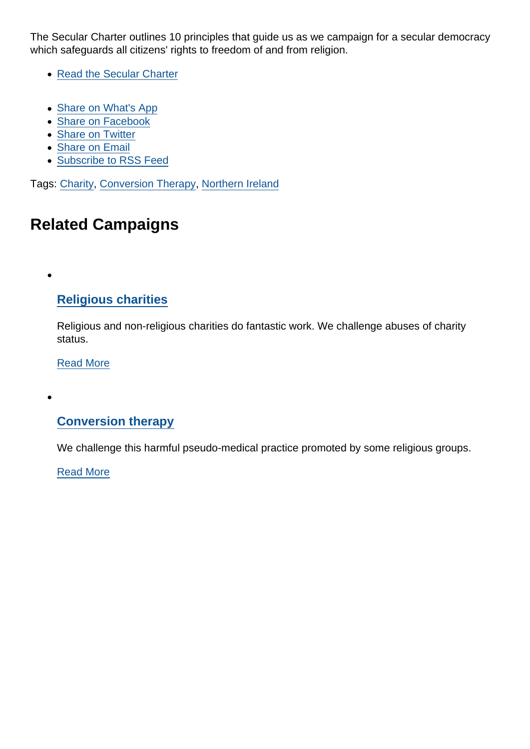The Secular Charter outlines 10 principles that guide us as we campaign for a secular democracy which safeguards all citizens' rights to freedom of and from religion.

- Read the Secular Charter

- Share on What's App
- Share on Facebook
- Share on Twitter
- Share on Email
- Subscribe to RSS Feed

Tags: Charity, Conversion Therapy, Northern Ireland

## Related Campaigns

- ### Religious charities

  Religious and non-religious charities do fantastic work. We challenge abuses of charity status.

  Read More

- ### Conversion therapy

  We challenge this harmful pseudo-medical practice promoted by some religious groups.

  Read More